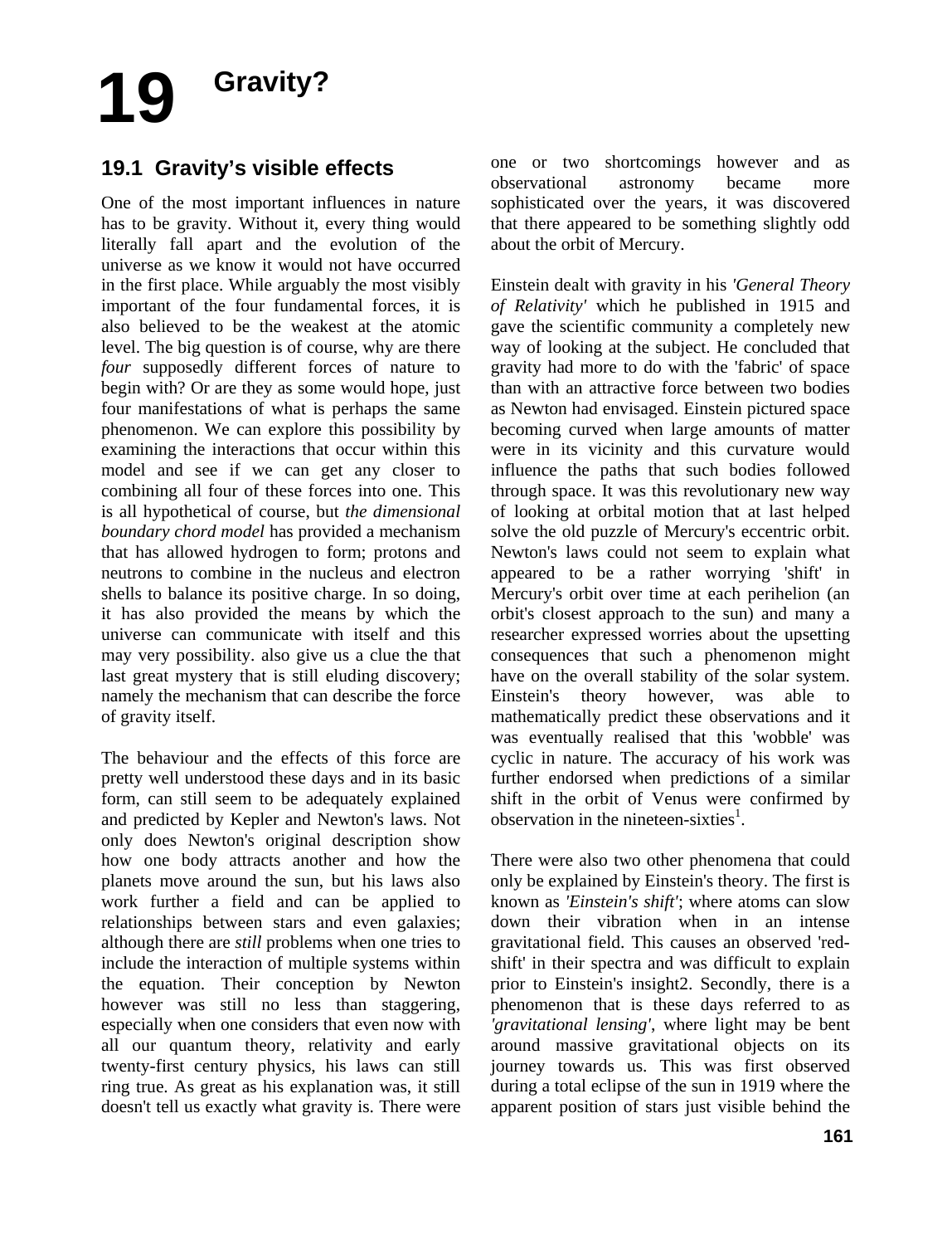# 19 Gravity?

## 19.1 Gravity's visible effects

One of the most important influences in nature has to be gravity. Without it, every thing would literally fall apart and the evolution of the universe as we know it would not have occurred in the first place. While arguably the most visibly important of the four fundamental forces, it is also believed to be the weakest at the atomic level. The big question is of course, why are there *four* supposedly different forces of nature to begin with? Or are they as some would hope, just four manifestations of what is perhaps the same phenomenon. We can explore this possibility by examining the interactions that occur within this model and see if we can get any closer to combining all four of these forces into one. This is all hypothetical of course, but *the dimensional boundary chord model* has provided a mechanism that has allowed hydrogen to form; protons and neutrons to combine in the nucleus and electron shells to balance its positive charge. In so doing, it has also provided the means by which the universe can communicate with itself and this may very possibility. also give us a clue the that last great mystery that is still eluding discovery; namely the mechanism that can describe the force of gravity itself.

The behaviour and the effects of this force are pretty well understood these days and in its basic form, can still seem to be adequately explained and predicted by Kepler and Newton's laws. Not only does Newton's original description show how one body attracts another and how the planets move around the sun, but his laws also work further a field and can be applied to relationships between stars and even galaxies; although there are *still* problems when one tries to include the interaction of multiple systems within the equation. Their conception by Newton however was still no less than staggering, especially when one considers that even now with all our quantum theory, relativity and early twenty-first century physics, his laws can still ring true. As great as his explanation was, it still doesn't tell us exactly what gravity is. There were one or two shortcomings however and as observational astronomy became more sophisticated over the years, it was discovered that there appeared to be something slightly odd about the orbit of Mercury.

Einstein dealt with gravity in his *'General Theory of Relativity'* which he published in 1915 and gave the scientific community a completely new way of looking at the subject. He concluded that gravity had more to do with the 'fabric' of space than with an attractive force between two bodies as Newton had envisaged. Einstein pictured space becoming curved when large amounts of matter were in its vicinity and this curvature would influence the paths that such bodies followed through space. It was this revolutionary new way of looking at orbital motion that at last helped solve the old puzzle of Mercury's eccentric orbit. Newton's laws could not seem to explain what appeared to be a rather worrying 'shift' in Mercury's orbit over time at each perihelion (an orbit's closest approach to the sun) and many a researcher expressed worries about the upsetting consequences that such a phenomenon might have on the overall stability of the solar system. Einstein's theory however, was able to mathematically predict these observations and it was eventually realised that this 'wobble' was cyclic in nature. The accuracy of his work was further endorsed when predictions of a similar shift in the orbit of Venus were confirmed by observation in the nineteen-sixties[1].

There were also two other phenomena that could only be explained by Einstein's theory. The first is known as *'Einstein's shift'*; where atoms can slow down their vibration when in an intense gravitational field. This causes an observed 'red-shift' in their spectra and was difficult to explain prior to Einstein's insight2. Secondly, there is a phenomenon that is these days referred to as *'gravitational lensing'*, where light may be bent around massive gravitational objects on its journey towards us. This was first observed during a total eclipse of the sun in 1919 where the apparent position of stars just visible behind the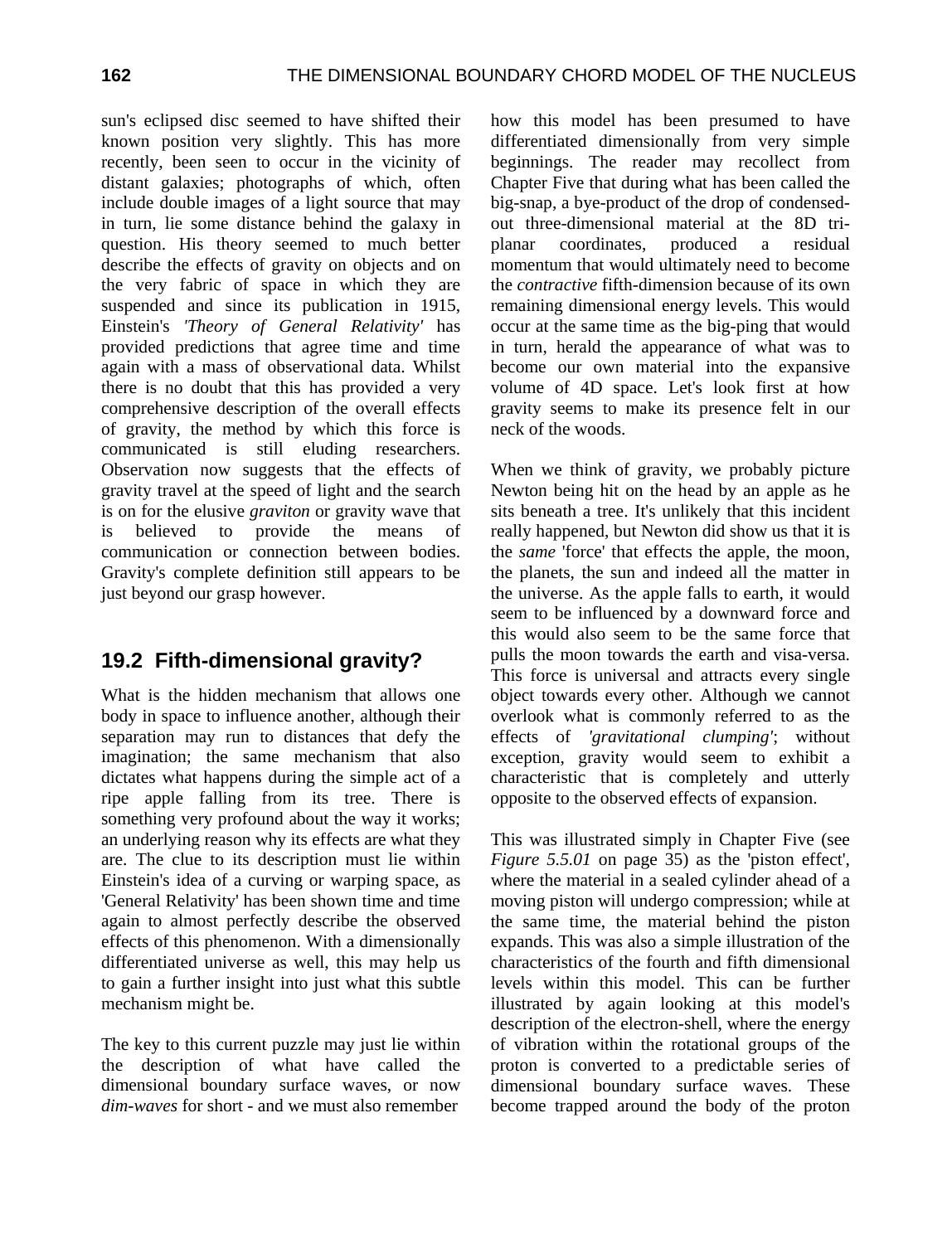sun's eclipsed disc seemed to have shifted their known position very slightly. This has more recently, been seen to occur in the vicinity of distant galaxies; photographs of which, often include double images of a light source that may in turn, lie some distance behind the galaxy in question. His theory seemed to much better describe the effects of gravity on objects and on the very fabric of space in which they are suspended and since its publication in 1915, Einstein's *'Theory of General Relativity'* has provided predictions that agree time and time again with a mass of observational data. Whilst there is no doubt that this has provided a very comprehensive description of the overall effects of gravity, the method by which this force is communicated is still eluding researchers. Observation now suggests that the effects of gravity travel at the speed of light and the search is on for the elusive *graviton* or gravity wave that is believed to provide the means of communication or connection between bodies. Gravity's complete definition still appears to be just beyond our grasp however.

## 19.2 Fifth-dimensional gravity?

What is the hidden mechanism that allows one body in space to influence another, although their separation may run to distances that defy the imagination; the same mechanism that also dictates what happens during the simple act of a ripe apple falling from its tree. There is something very profound about the way it works; an underlying reason why its effects are what they are. The clue to its description must lie within Einstein's idea of a curving or warping space, as 'General Relativity' has been shown time and time again to almost perfectly describe the observed effects of this phenomenon. With a dimensionally differentiated universe as well, this may help us to gain a further insight into just what this subtle mechanism might be.

The key to this current puzzle may just lie within the description of what have called the dimensional boundary surface waves, or now *dim-waves* for short - and we must also remember how this model has been presumed to have differentiated dimensionally from very simple beginnings. The reader may recollect from Chapter Five that during what has been called the big-snap, a bye-product of the drop of condensed-out three-dimensional material at the 8D tri-planar coordinates, produced a residual momentum that would ultimately need to become the *contractive* fifth-dimension because of its own remaining dimensional energy levels. This would occur at the same time as the big-ping that would in turn, herald the appearance of what was to become our own material into the expansive volume of 4D space. Let's look first at how gravity seems to make its presence felt in our neck of the woods.

When we think of gravity, we probably picture Newton being hit on the head by an apple as he sits beneath a tree. It's unlikely that this incident really happened, but Newton did show us that it is the *same* 'force' that effects the apple, the moon, the planets, the sun and indeed all the matter in the universe. As the apple falls to earth, it would seem to be influenced by a downward force and this would also seem to be the same force that pulls the moon towards the earth and visa-versa. This force is universal and attracts every single object towards every other. Although we cannot overlook what is commonly referred to as the effects of *'gravitational clumping'*; without exception, gravity would seem to exhibit a characteristic that is completely and utterly opposite to the observed effects of expansion.

This was illustrated simply in Chapter Five (see *Figure 5.5.01* on page 35) as the 'piston effect', where the material in a sealed cylinder ahead of a moving piston will undergo compression; while at the same time, the material behind the piston expands. This was also a simple illustration of the characteristics of the fourth and fifth dimensional levels within this model. This can be further illustrated by again looking at this model's description of the electron-shell, where the energy of vibration within the rotational groups of the proton is converted to a predictable series of dimensional boundary surface waves. These become trapped around the body of the proton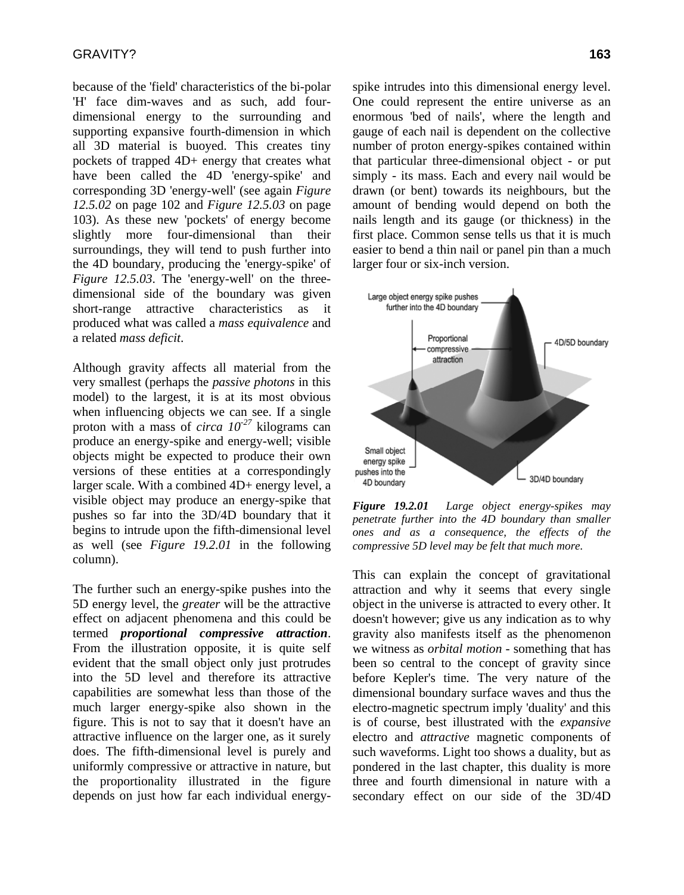because of the 'field' characteristics of the bi-polar 'H' face dim-waves and as such, add four-dimensional energy to the surrounding and supporting expansive fourth-dimension in which all 3D material is buoyed. This creates tiny pockets of trapped 4D+ energy that creates what have been called the 4D 'energy-spike' and corresponding 3D 'energy-well' (see again *Figure 12.5.02* on page 102 and *Figure 12.5.03* on page 103). As these new 'pockets' of energy become slightly more four-dimensional than their surroundings, they will tend to push further into the 4D boundary, producing the 'energy-spike' of *Figure 12.5.03*. The 'energy-well' on the three-dimensional side of the boundary was given short-range attractive characteristics as it produced what was called a *mass equivalence* and a related *mass deficit*.

Although gravity affects all material from the very smallest (perhaps the *passive photons* in this model) to the largest, it is at its most obvious when influencing objects we can see. If a single proton with a mass of *circa* $10^{-27}$ kilograms can produce an energy-spike and energy-well; visible objects might be expected to produce their own versions of these entities at a correspondingly larger scale. With a combined 4D+ energy level, a visible object may produce an energy-spike that pushes so far into the 3D/4D boundary that it begins to intrude upon the fifth-dimensional level as well (see *Figure 19.2.01* in the following column).

The further such an energy-spike pushes into the 5D energy level, the *greater* will be the attractive effect on adjacent phenomena and this could be termed ***proportional compressive attraction***. From the illustration opposite, it is quite self evident that the small object only just protrudes into the 5D level and therefore its attractive capabilities are somewhat less than those of the much larger energy-spike also shown in the figure. This is not to say that it doesn't have an attractive influence on the larger one, as it surely does. The fifth-dimensional level is purely and uniformly compressive or attractive in nature, but the proportionality illustrated in the figure depends on just how far each individual energy-spike intrudes into this dimensional energy level. One could represent the entire universe as an enormous 'bed of nails', where the length and gauge of each nail is dependent on the collective number of proton energy-spikes contained within that particular three-dimensional object - or put simply - its mass. Each and every nail would be drawn (or bent) towards its neighbours, but the amount of bending would depend on both the nails length and its gauge (or thickness) in the first place. Common sense tells us that it is much easier to bend a thin nail or panel pin than a much larger four or six-inch version.

Large object energy spike pushes further into the 4D boundary

Proportional compressive attraction

4D/5D boundary

Small object energy spike pushes into the 4D boundary

3D/4D boundary

***Figure 19.2.01*** *Large object energy-spikes may penetrate further into the 4D boundary than smaller ones and as a consequence, the effects of the compressive 5D level may be felt that much more.*

This can explain the concept of gravitational attraction and why it seems that every single object in the universe is attracted to every other. It doesn't however; give us any indication as to why gravity also manifests itself as the phenomenon we witness as *orbital motion* - something that has been so central to the concept of gravity since before Kepler's time. The very nature of the dimensional boundary surface waves and thus the electro-magnetic spectrum imply 'duality' and this is of course, best illustrated with the *expansive* electro and *attractive* magnetic components of such waveforms. Light too shows a duality, but as pondered in the last chapter, this duality is more three and fourth dimensional in nature with a secondary effect on our side of the 3D/4D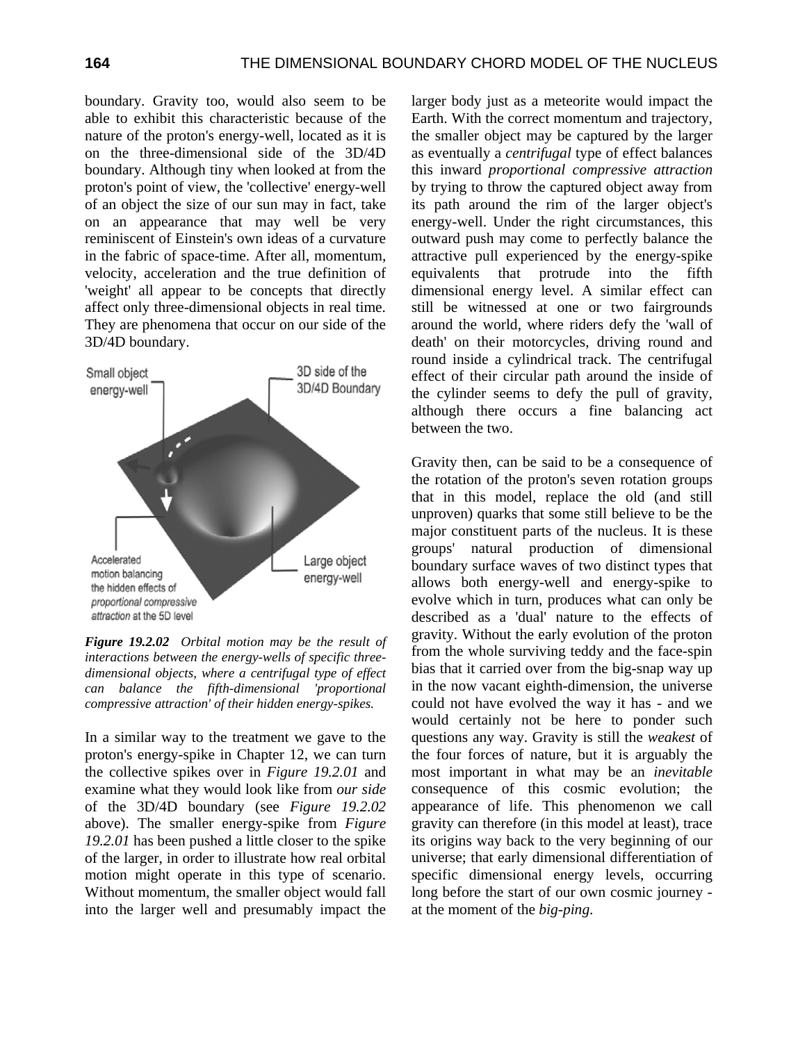boundary. Gravity too, would also seem to be able to exhibit this characteristic because of the nature of the proton's energy-well, located as it is on the three-dimensional side of the 3D/4D boundary. Although tiny when looked at from the proton's point of view, the 'collective' energy-well of an object the size of our sun may in fact, take on an appearance that may well be very reminiscent of Einstein's own ideas of a curvature in the fabric of space-time. After all, momentum, velocity, acceleration and the true definition of 'weight' all appear to be concepts that directly affect only three-dimensional objects in real time. They are phenomena that occur on our side of the 3D/4D boundary.

Small object energy-well

3D side of the 3D/4D Boundary

Accelerated motion balancing the hidden effects of *proportional compressive attraction* at the 5D level

Large object energy-well

***Figure 19.2.02*** *Orbital motion may be the result of interactions between the energy-wells of specific three-dimensional objects, where a centrifugal type of effect can balance the fifth-dimensional 'proportional compressive attraction' of their hidden energy-spikes.*

In a similar way to the treatment we gave to the proton's energy-spike in Chapter 12, we can turn the collective spikes over in *Figure 19.2.01* and examine what they would look like from *our side* of the 3D/4D boundary (see *Figure 19.2.02* above). The smaller energy-spike from *Figure 19.2.01* has been pushed a little closer to the spike of the larger, in order to illustrate how real orbital motion might operate in this type of scenario. Without momentum, the smaller object would fall into the larger well and presumably impact the larger body just as a meteorite would impact the Earth. With the correct momentum and trajectory, the smaller object may be captured by the larger as eventually a *centrifugal* type of effect balances this inward *proportional compressive attraction* by trying to throw the captured object away from its path around the rim of the larger object's energy-well. Under the right circumstances, this outward push may come to perfectly balance the attractive pull experienced by the energy-spike equivalents that protrude into the fifth dimensional energy level. A similar effect can still be witnessed at one or two fairgrounds around the world, where riders defy the 'wall of death' on their motorcycles, driving round and round inside a cylindrical track. The centrifugal effect of their circular path around the inside of the cylinder seems to defy the pull of gravity, although there occurs a fine balancing act between the two.

Gravity then, can be said to be a consequence of the rotation of the proton's seven rotation groups that in this model, replace the old (and still unproven) quarks that some still believe to be the major constituent parts of the nucleus. It is these groups' natural production of dimensional boundary surface waves of two distinct types that allows both energy-well and energy-spike to evolve which in turn, produces what can only be described as a 'dual' nature to the effects of gravity. Without the early evolution of the proton from the whole surviving teddy and the face-spin bias that it carried over from the big-snap way up in the now vacant eighth-dimension, the universe could not have evolved the way it has - and we would certainly not be here to ponder such questions any way. Gravity is still the *weakest* of the four forces of nature, but it is arguably the most important in what may be an *inevitable* consequence of this cosmic evolution; the appearance of life. This phenomenon we call gravity can therefore (in this model at least), trace its origins way back to the very beginning of our universe; that early dimensional differentiation of specific dimensional energy levels, occurring long before the start of our own cosmic journey - at the moment of the *big-ping*.